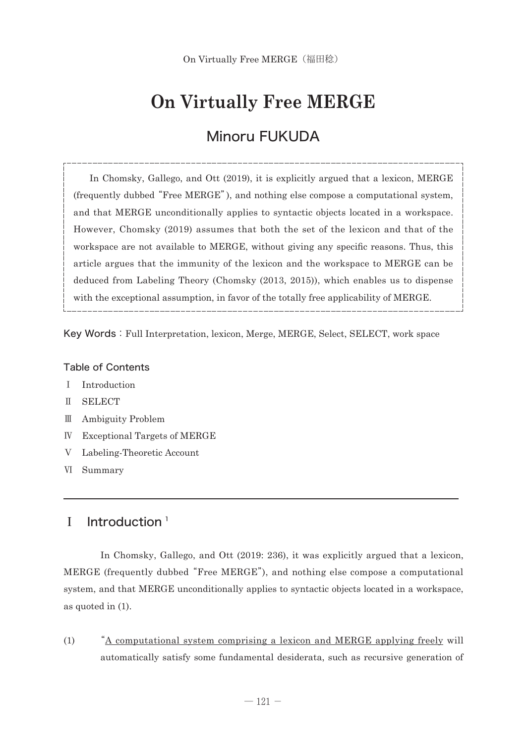# On Virtually Free MERGE

## Minoru FUKUDA

In Chomsky, Gallego, and Ott (2019), it is explicitly argued that a lexicon, MERGE (frequently dubbed "Free MERGE"), and nothing else compose a computational system, and that MERGE unconditionally applies to syntactic objects located in a workspace. However, Chomsky (2019) assumes that both the set of the lexicon and that of the workspace are not available to MERGE, without giving any specific reasons. Thus, this article argues that the immunity of the lexicon and the workspace to MERGE can be deduced from Labeling Theory (Chomsky (2013, 2015)), which enables us to dispense with the exceptional assumption, in favor of the totally free applicability of MERGE.

Key Words：Full Interpretation, lexicon, Merge, MERGE, Select, SELECT, work space

### Table of Contents

Ⅰ Introduction

Ⅱ SELECT

Ⅲ Ambiguity Problem

Ⅳ Exceptional Targets of MERGE

Ⅴ Labeling-Theoretic Account

Ⅵ Summary

## Ⅰ Introduction [1]

In Chomsky, Gallego, and Ott (2019: 236), it was explicitly argued that a lexicon, MERGE (frequently dubbed "Free MERGE"), and nothing else compose a computational system, and that MERGE unconditionally applies to syntactic objects located in a workspace, as quoted in (1).

(1) "<u>A computational system comprising a lexicon and MERGE applying freely</u> will automatically satisfy some fundamental desiderata, such as recursive generation of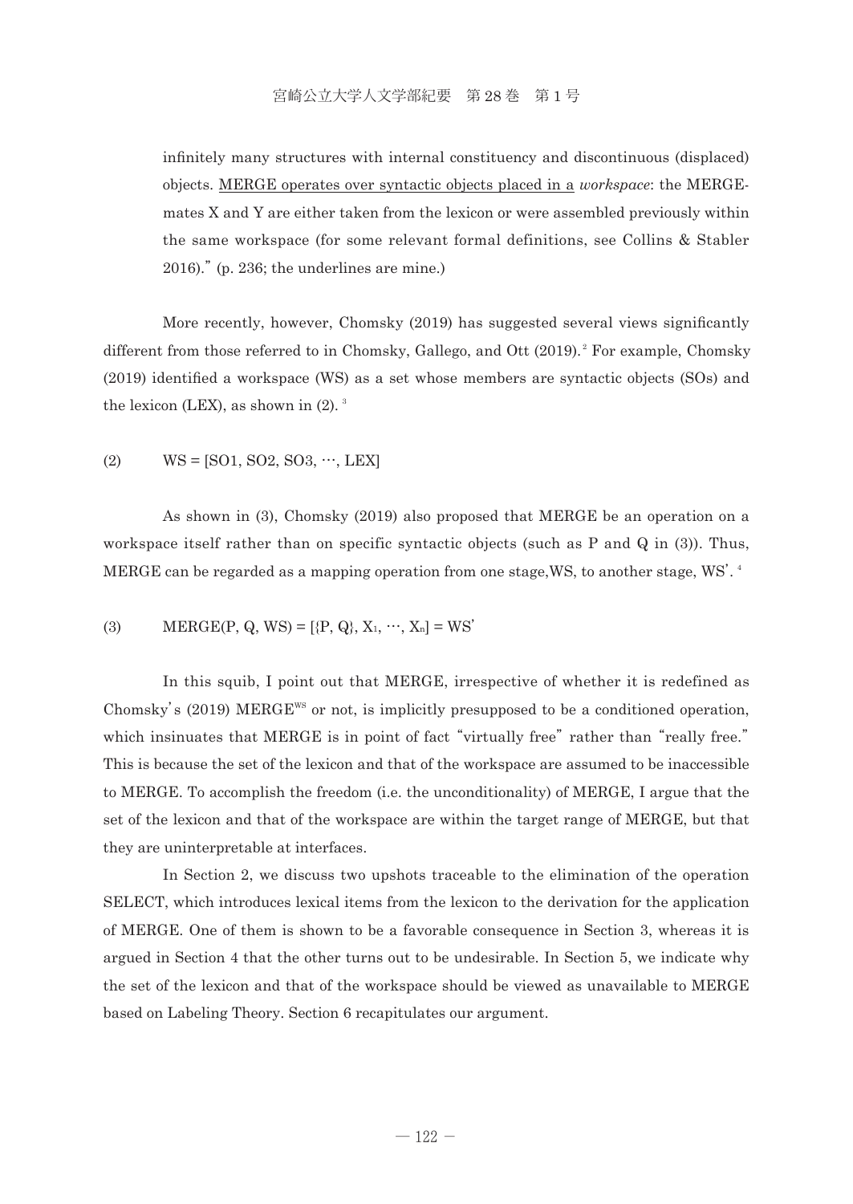infinitely many structures with internal constituency and discontinuous (displaced) objects. <u>MERGE operates over syntactic objects placed in a</u> *workspace*: the MERGE-mates X and Y are either taken from the lexicon or were assembled previously within the same workspace (for some relevant formal definitions, see Collins & Stabler 2016)." (p. 236; the underlines are mine.)

More recently, however, Chomsky (2019) has suggested several views significantly different from those referred to in Chomsky, Gallego, and Ott (2019).[2] For example, Chomsky (2019) identified a workspace (WS) as a set whose members are syntactic objects (SOs) and the lexicon (LEX), as shown in (2).[3]

(2) WS = [SO1, SO2, SO3, …, LEX]

As shown in (3), Chomsky (2019) also proposed that MERGE be an operation on a workspace itself rather than on specific syntactic objects (such as P and Q in (3)). Thus, MERGE can be regarded as a mapping operation from one stage,WS, to another stage, WS'.[4]

(3) MERGE(P, Q, WS) = [{P, Q}, $X_1$, …, $X_n$] = WS'

In this squib, I point out that MERGE, irrespective of whether it is redefined as Chomsky's (2019) $\text{MERGE}^{WS}$ or not, is implicitly presupposed to be a conditioned operation, which insinuates that MERGE is in point of fact "virtually free" rather than "really free." This is because the set of the lexicon and that of the workspace are assumed to be inaccessible to MERGE. To accomplish the freedom (i.e. the unconditionality) of MERGE, I argue that the set of the lexicon and that of the workspace are within the target range of MERGE, but that they are uninterpretable at interfaces.

In Section 2, we discuss two upshots traceable to the elimination of the operation SELECT, which introduces lexical items from the lexicon to the derivation for the application of MERGE. One of them is shown to be a favorable consequence in Section 3, whereas it is argued in Section 4 that the other turns out to be undesirable. In Section 5, we indicate why the set of the lexicon and that of the workspace should be viewed as unavailable to MERGE based on Labeling Theory. Section 6 recapitulates our argument.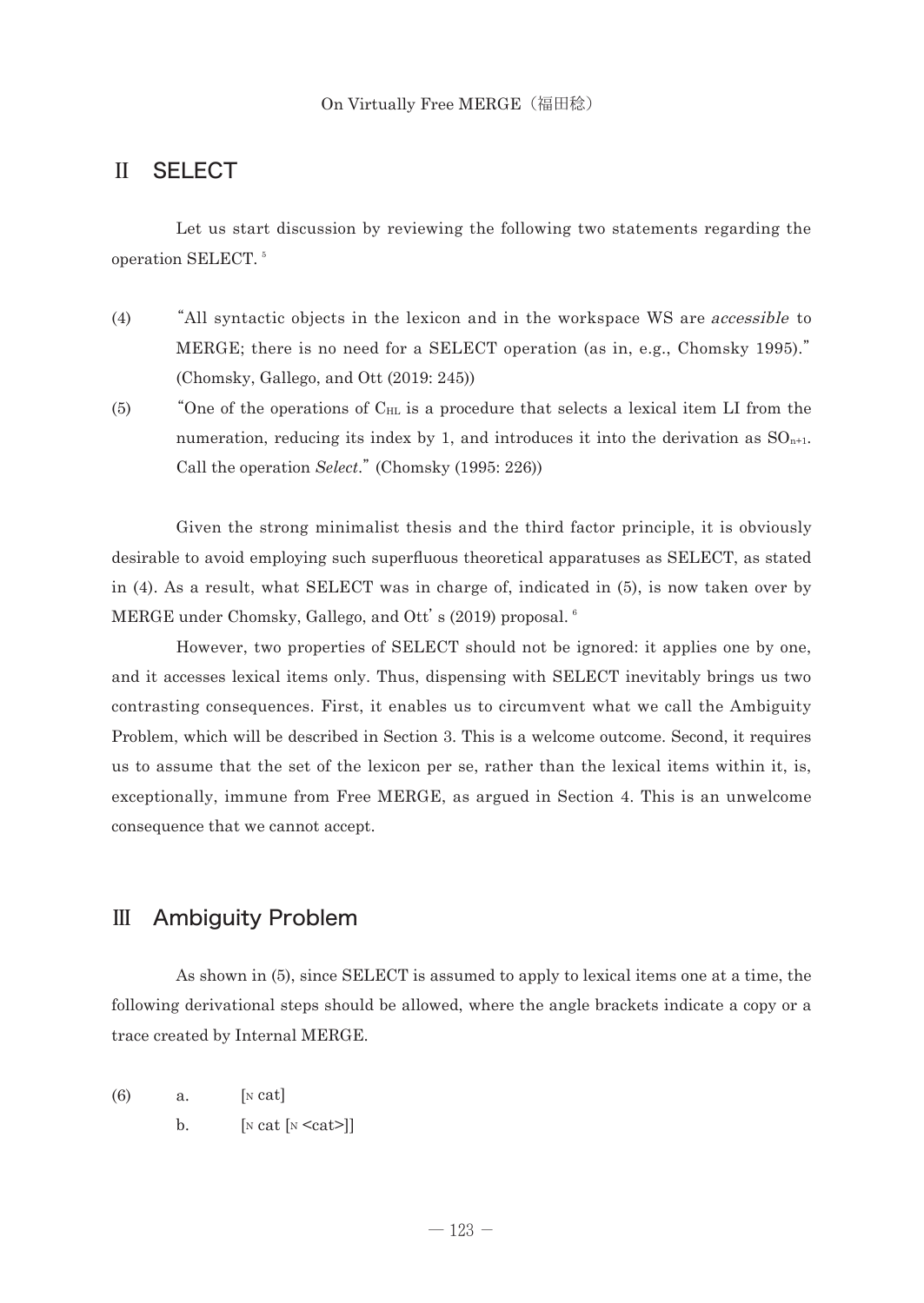## II SELECT

Let us start discussion by reviewing the following two statements regarding the operation SELECT.[5]

(4) "All syntactic objects in the lexicon and in the workspace WS are *accessible* to MERGE; there is no need for a SELECT operation (as in, e.g., Chomsky 1995)." (Chomsky, Gallego, and Ott (2019: 245))

(5) "One of the operations of $C_{HL}$ is a procedure that selects a lexical item LI from the numeration, reducing its index by 1, and introduces it into the derivation as $SO_{n+1}$. Call the operation *Select*." (Chomsky (1995: 226))

Given the strong minimalist thesis and the third factor principle, it is obviously desirable to avoid employing such superfluous theoretical apparatuses as SELECT, as stated in (4). As a result, what SELECT was in charge of, indicated in (5), is now taken over by MERGE under Chomsky, Gallego, and Ott's (2019) proposal.[6]

However, two properties of SELECT should not be ignored: it applies one by one, and it accesses lexical items only. Thus, dispensing with SELECT inevitably brings us two contrasting consequences. First, it enables us to circumvent what we call the Ambiguity Problem, which will be described in Section 3. This is a welcome outcome. Second, it requires us to assume that the set of the lexicon per se, rather than the lexical items within it, is, exceptionally, immune from Free MERGE, as argued in Section 4. This is an unwelcome consequence that we cannot accept.

## III Ambiguity Problem

As shown in (5), since SELECT is assumed to apply to lexical items one at a time, the following derivational steps should be allowed, where the angle brackets indicate a copy or a trace created by Internal MERGE.

(6) a. $[_N$ cat]

b. $[_N$ cat $[_N$ <cat>]]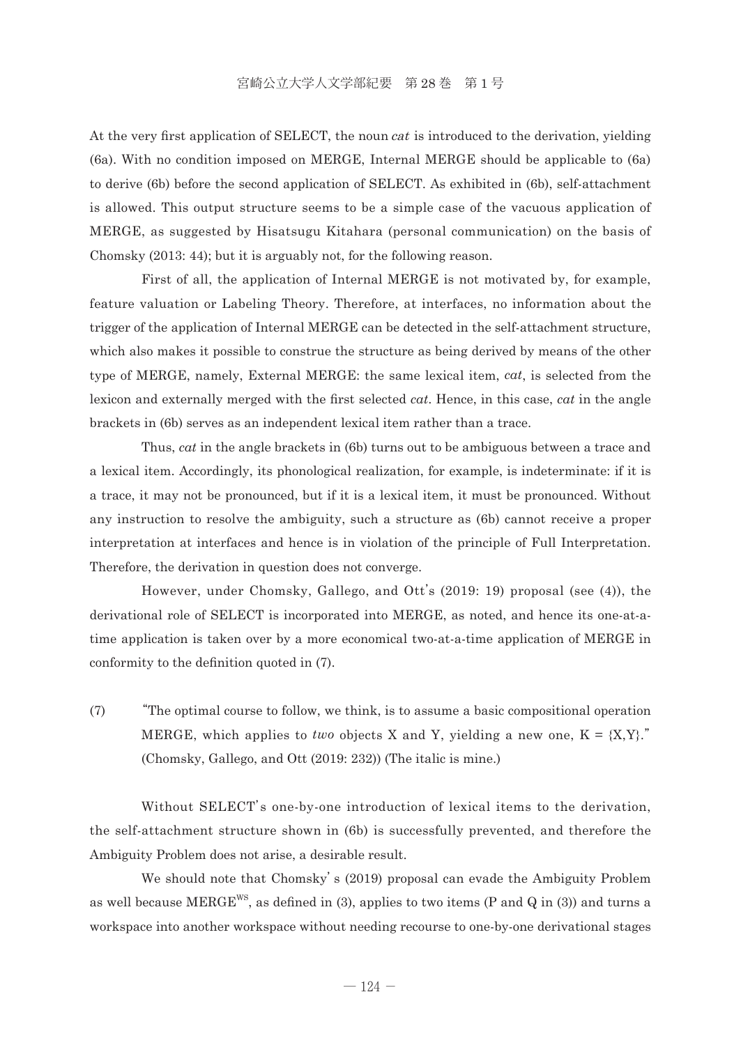At the very first application of SELECT, the noun *cat* is introduced to the derivation, yielding (6a). With no condition imposed on MERGE, Internal MERGE should be applicable to (6a) to derive (6b) before the second application of SELECT. As exhibited in (6b), self-attachment is allowed. This output structure seems to be a simple case of the vacuous application of MERGE, as suggested by Hisatsugu Kitahara (personal communication) on the basis of Chomsky (2013: 44); but it is arguably not, for the following reason.

First of all, the application of Internal MERGE is not motivated by, for example, feature valuation or Labeling Theory. Therefore, at interfaces, no information about the trigger of the application of Internal MERGE can be detected in the self-attachment structure, which also makes it possible to construe the structure as being derived by means of the other type of MERGE, namely, External MERGE: the same lexical item, *cat*, is selected from the lexicon and externally merged with the first selected *cat*. Hence, in this case, *cat* in the angle brackets in (6b) serves as an independent lexical item rather than a trace.

Thus, *cat* in the angle brackets in (6b) turns out to be ambiguous between a trace and a lexical item. Accordingly, its phonological realization, for example, is indeterminate: if it is a trace, it may not be pronounced, but if it is a lexical item, it must be pronounced. Without any instruction to resolve the ambiguity, such a structure as (6b) cannot receive a proper interpretation at interfaces and hence is in violation of the principle of Full Interpretation. Therefore, the derivation in question does not converge.

However, under Chomsky, Gallego, and Ott's (2019: 19) proposal (see (4)), the derivational role of SELECT is incorporated into MERGE, as noted, and hence its one-at-a-time application is taken over by a more economical two-at-a-time application of MERGE in conformity to the definition quoted in (7).

(7) "The optimal course to follow, we think, is to assume a basic compositional operation MERGE, which applies to *two* objects X and Y, yielding a new one, K = {X,Y}." (Chomsky, Gallego, and Ott (2019: 232)) (The italic is mine.)

Without SELECT's one-by-one introduction of lexical items to the derivation, the self-attachment structure shown in (6b) is successfully prevented, and therefore the Ambiguity Problem does not arise, a desirable result.

We should note that Chomsky's (2019) proposal can evade the Ambiguity Problem as well because $\text{MERGE}^{WS}$, as defined in (3), applies to two items (P and Q in (3)) and turns a workspace into another workspace without needing recourse to one-by-one derivational stages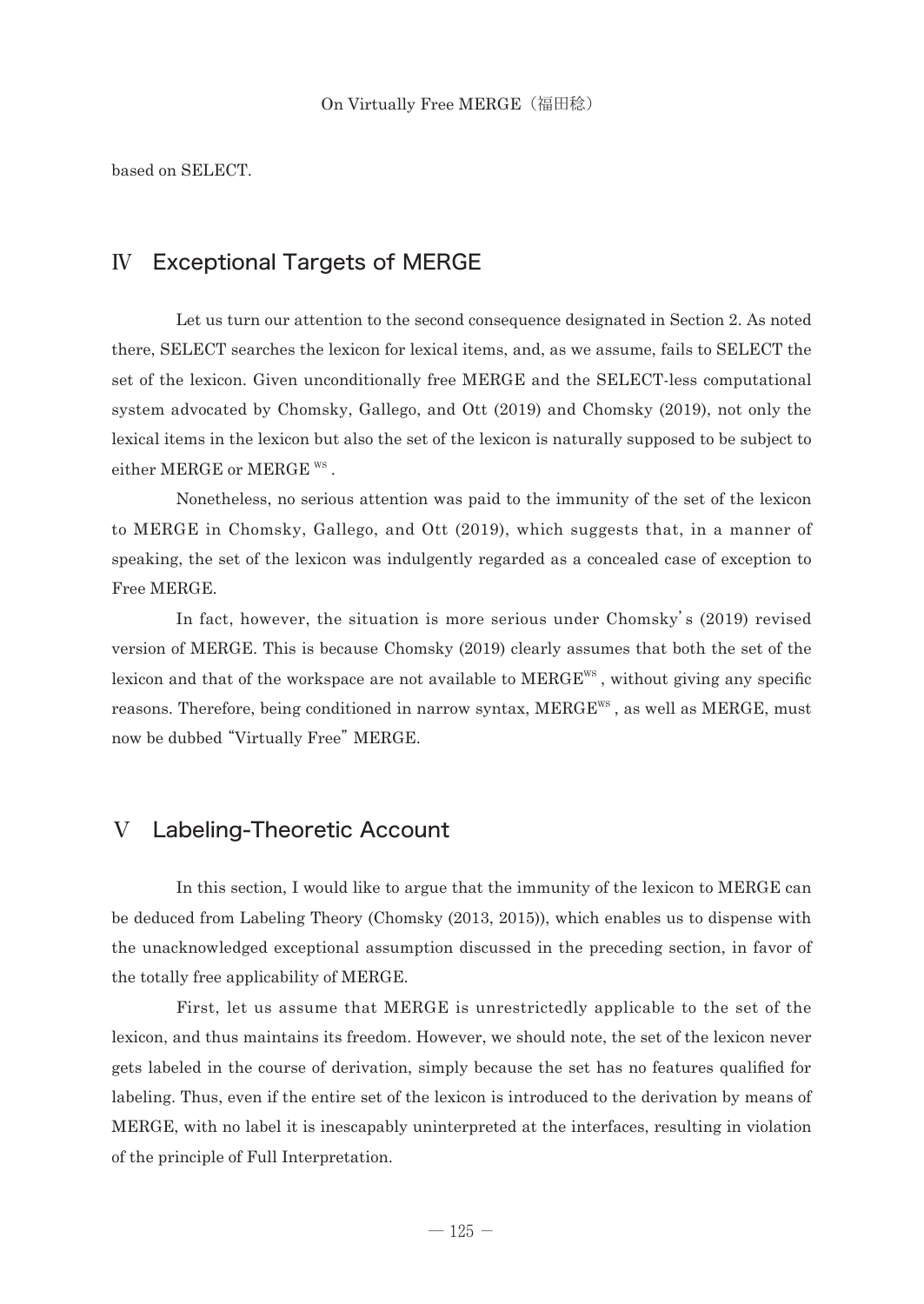based on SELECT.

## Ⅳ　Exceptional Targets of MERGE

Let us turn our attention to the second consequence designated in Section 2. As noted there, SELECT searches the lexicon for lexical items, and, as we assume, fails to SELECT the set of the lexicon. Given unconditionally free MERGE and the SELECT-less computational system advocated by Chomsky, Gallego, and Ott (2019) and Chomsky (2019), not only the lexical items in the lexicon but also the set of the lexicon is naturally supposed to be subject to either MERGE or MERGE$^{WS}$.

Nonetheless, no serious attention was paid to the immunity of the set of the lexicon to MERGE in Chomsky, Gallego, and Ott (2019), which suggests that, in a manner of speaking, the set of the lexicon was indulgently regarded as a concealed case of exception to Free MERGE.

In fact, however, the situation is more serious under Chomsky's (2019) revised version of MERGE. This is because Chomsky (2019) clearly assumes that both the set of the lexicon and that of the workspace are not available to MERGE$^{WS}$, without giving any specific reasons. Therefore, being conditioned in narrow syntax, MERGE$^{WS}$, as well as MERGE, must now be dubbed "Virtually Free" MERGE.

## Ⅴ　Labeling-Theoretic Account

In this section, I would like to argue that the immunity of the lexicon to MERGE can be deduced from Labeling Theory (Chomsky (2013, 2015)), which enables us to dispense with the unacknowledged exceptional assumption discussed in the preceding section, in favor of the totally free applicability of MERGE.

First, let us assume that MERGE is unrestrictedly applicable to the set of the lexicon, and thus maintains its freedom. However, we should note, the set of the lexicon never gets labeled in the course of derivation, simply because the set has no features qualified for labeling. Thus, even if the entire set of the lexicon is introduced to the derivation by means of MERGE, with no label it is inescapably uninterpreted at the interfaces, resulting in violation of the principle of Full Interpretation.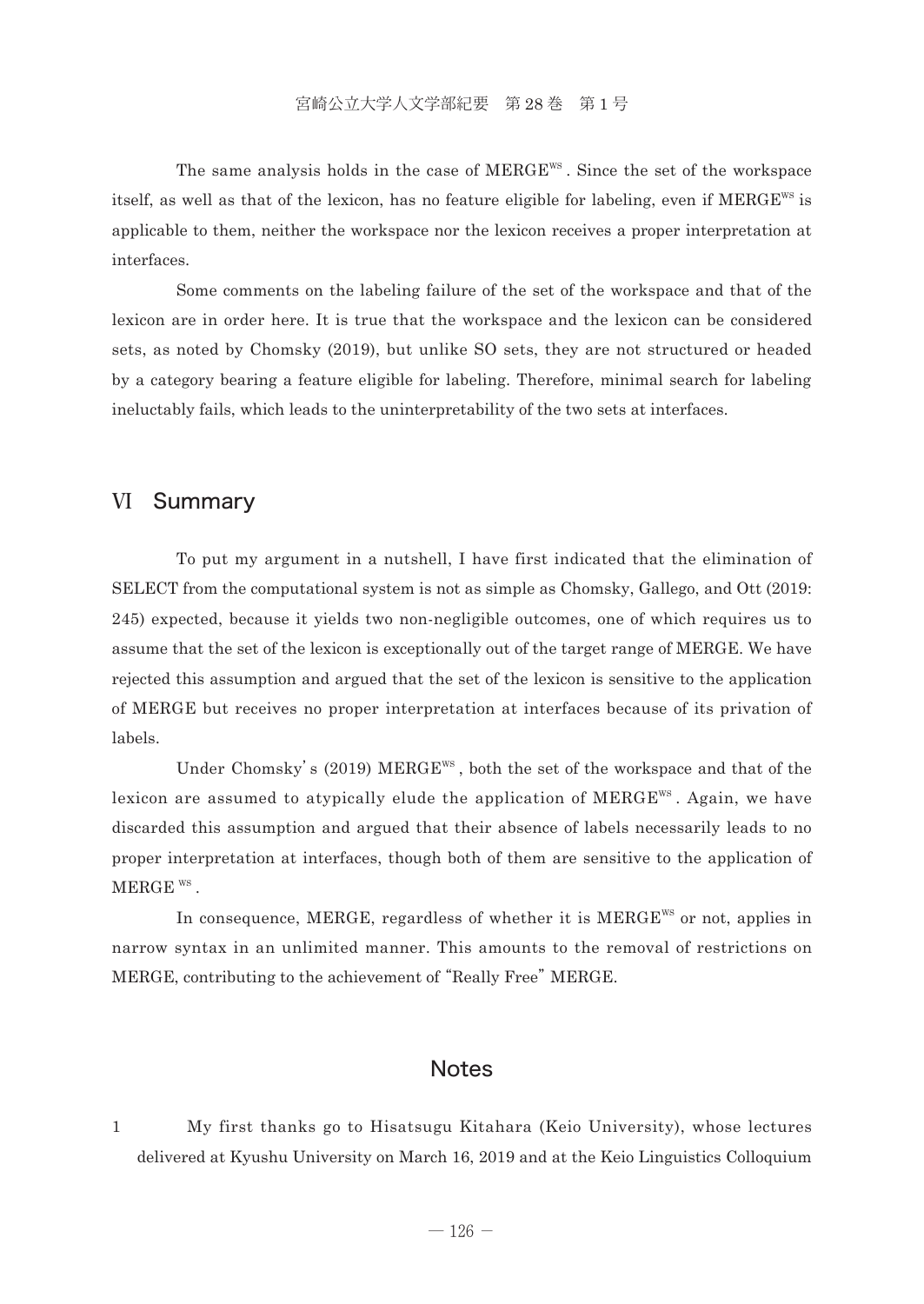The same analysis holds in the case of MERGE$^{WS}$. Since the set of the workspace itself, as well as that of the lexicon, has no feature eligible for labeling, even if MERGE$^{WS}$ is applicable to them, neither the workspace nor the lexicon receives a proper interpretation at interfaces.

Some comments on the labeling failure of the set of the workspace and that of the lexicon are in order here. It is true that the workspace and the lexicon can be considered sets, as noted by Chomsky (2019), but unlike SO sets, they are not structured or headed by a category bearing a feature eligible for labeling. Therefore, minimal search for labeling ineluctably fails, which leads to the uninterpretability of the two sets at interfaces.

## Ⅵ Summary

To put my argument in a nutshell, I have first indicated that the elimination of SELECT from the computational system is not as simple as Chomsky, Gallego, and Ott (2019: 245) expected, because it yields two non-negligible outcomes, one of which requires us to assume that the set of the lexicon is exceptionally out of the target range of MERGE. We have rejected this assumption and argued that the set of the lexicon is sensitive to the application of MERGE but receives no proper interpretation at interfaces because of its privation of labels.

Under Chomsky's (2019) MERGE$^{WS}$, both the set of the workspace and that of the lexicon are assumed to atypically elude the application of MERGE$^{WS}$. Again, we have discarded this assumption and argued that their absence of labels necessarily leads to no proper interpretation at interfaces, though both of them are sensitive to the application of MERGE$^{WS}$.

In consequence, MERGE, regardless of whether it is MERGE$^{WS}$ or not, applies in narrow syntax in an unlimited manner. This amounts to the removal of restrictions on MERGE, contributing to the achievement of "Really Free" MERGE.

## Notes

1 My first thanks go to Hisatsugu Kitahara (Keio University), whose lectures delivered at Kyushu University on March 16, 2019 and at the Keio Linguistics Colloquium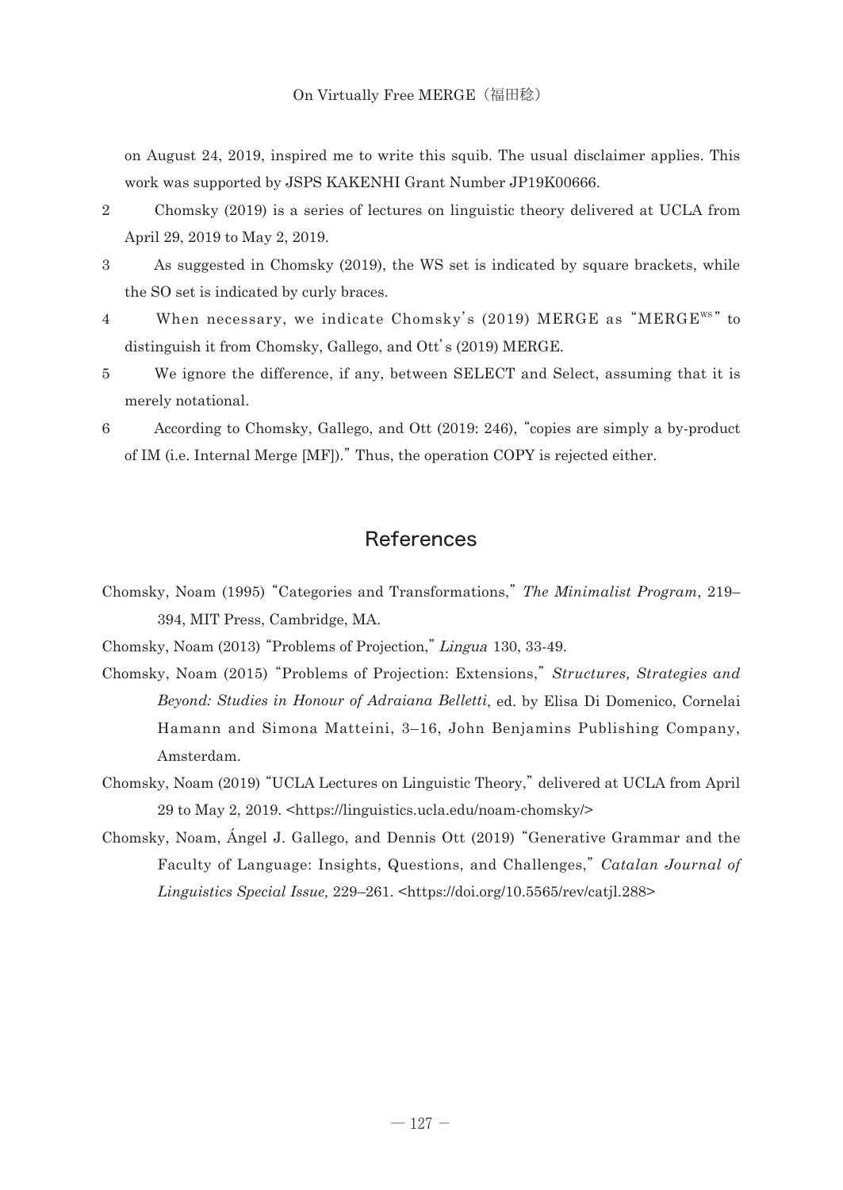on August 24, 2019, inspired me to write this squib. The usual disclaimer applies. This work was supported by JSPS KAKENHI Grant Number JP19K00666.

2 Chomsky (2019) is a series of lectures on linguistic theory delivered at UCLA from April 29, 2019 to May 2, 2019.

3 As suggested in Chomsky (2019), the WS set is indicated by square brackets, while the SO set is indicated by curly braces.

4 When necessary, we indicate Chomsky's (2019) MERGE as "$MERGE^{WS}$" to distinguish it from Chomsky, Gallego, and Ott's (2019) MERGE.

5 We ignore the difference, if any, between SELECT and Select, assuming that it is merely notational.

6 According to Chomsky, Gallego, and Ott (2019: 246), "copies are simply a by-product of IM (i.e. Internal Merge [MF])." Thus, the operation COPY is rejected either.

## References

Chomsky, Noam (1995) "Categories and Transformations," *The Minimalist Program*, 219–394, MIT Press, Cambridge, MA.

Chomsky, Noam (2013) "Problems of Projection," *Lingua* 130, 33-49.

Chomsky, Noam (2015) "Problems of Projection: Extensions," *Structures, Strategies and Beyond: Studies in Honour of Adraiana Belletti*, ed. by Elisa Di Domenico, Cornelai Hamann and Simona Matteini, 3–16, John Benjamins Publishing Company, Amsterdam.

Chomsky, Noam (2019) "UCLA Lectures on Linguistic Theory," delivered at UCLA from April 29 to May 2, 2019. <https://linguistics.ucla.edu/noam-chomsky/>

Chomsky, Noam, Ángel J. Gallego, and Dennis Ott (2019) "Generative Grammar and the Faculty of Language: Insights, Questions, and Challenges," *Catalan Journal of Linguistics Special Issue,* 229–261. <https://doi.org/10.5565/rev/catjl.288>